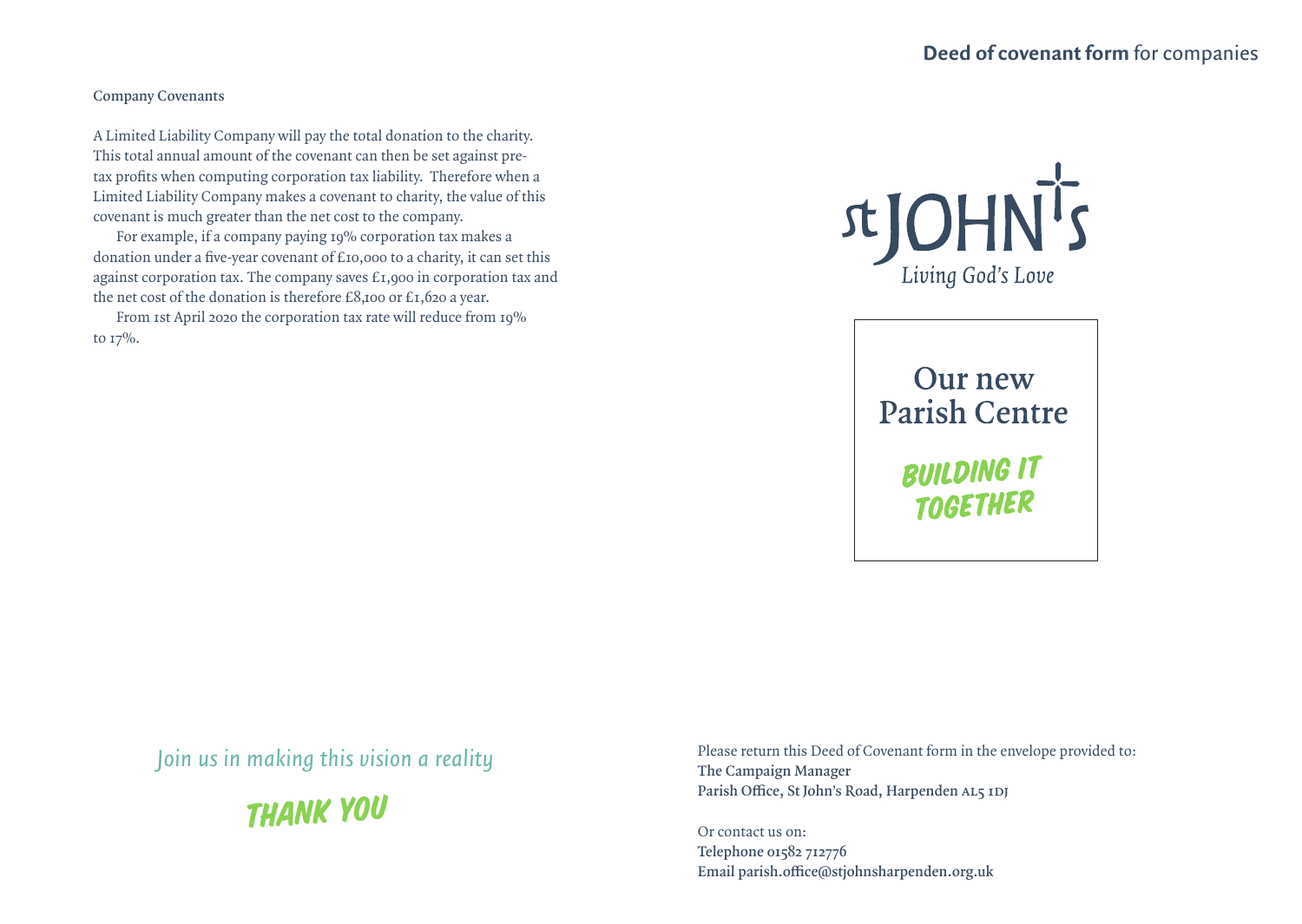# **Deed of covenant form** for companies

**Company Covenants**

A Limited Liability Company will pay the total donation to the charity. This total annual amount of the covenant can then be set against pre-tax profits when computing corporation tax liability. Therefore when a Limited Liability Company makes a covenant to charity, the value of this covenant is much greater than the net cost to the company.

For example, if a company paying 19% corporation tax makes a donation under a five-year covenant of £10,000 to a charity, it can set this against corporation tax. The company saves £1,900 in corporation tax and the net cost of the donation is therefore £8,100 or £1,620 a year.

From 1st April 2020 the corporation tax rate will reduce from 19% to 17%.

St JOHN'S

*Living God's Love*

## Our new Parish Centre

**BUILDING IT TOGETHER**

*Join us in making this vision a reality*

**THANK YOU**

Please return this Deed of Covenant form in the envelope provided to:
**The Campaign Manager**
**Parish Office, St John's Road, Harpenden AL5 1DJ**

Or contact us on:
**Telephone 01582 712776**
**Email parish.office@stjohnsharpenden.org.uk**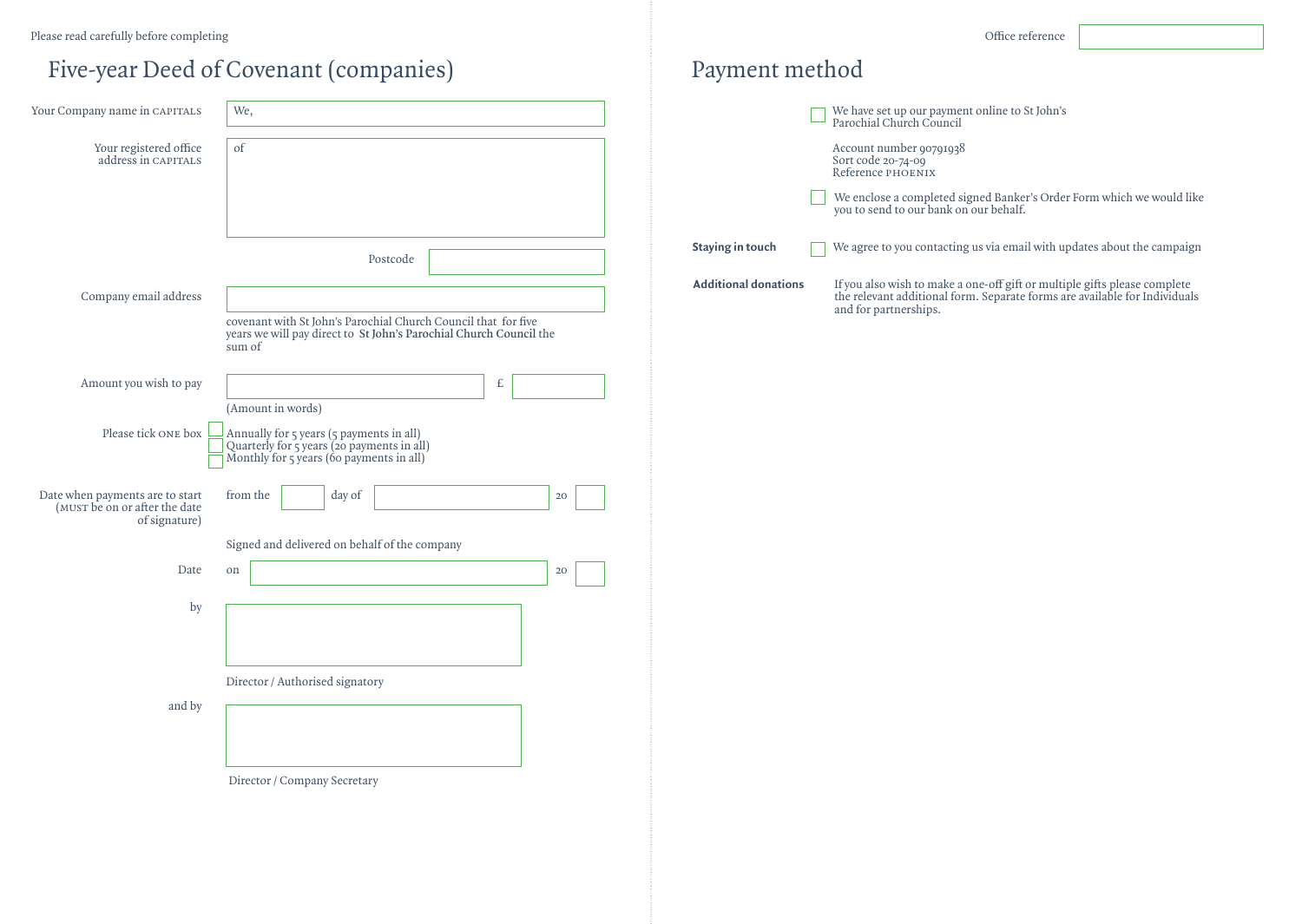Please read carefully before completing

# Five-year Deed of Covenant (companies)

Your Company name in CAPITALS: We,

Your registered office address in CAPITALS: of

Postcode

Company email address

covenant with St John's Parochial Church Council that for five years we will pay direct to **St John's Parochial Church Council** the sum of

Amount you wish to pay: (Amount in words) £

Please tick ONE box

- ☐ Annually for 5 years (5 payments in all)
- ☐ Quarterly for 5 years (20 payments in all)
- ☐ Monthly for 5 years (60 payments in all)

Date when payments are to start (MUST be on or after the date of signature): from the ___ day of ___ 20__

Signed and delivered on behalf of the company

Date: on ___ 20__

by

Director / Authorised signatory

and by

Director / Company Secretary

Office reference

# Payment method

☐ We have set up our payment online to St John's Parochial Church Council

Account number 90791938
Sort code 20-74-09
Reference PHOENIX

☐ We enclose a completed signed Banker's Order Form which we would like you to send to our bank on our behalf.

**Staying in touch**

☐ We agree to you contacting us via email with updates about the campaign

**Additional donations**

If you also wish to make a one-off gift or multiple gifts please complete the relevant additional form. Separate forms are available for Individuals and for partnerships.